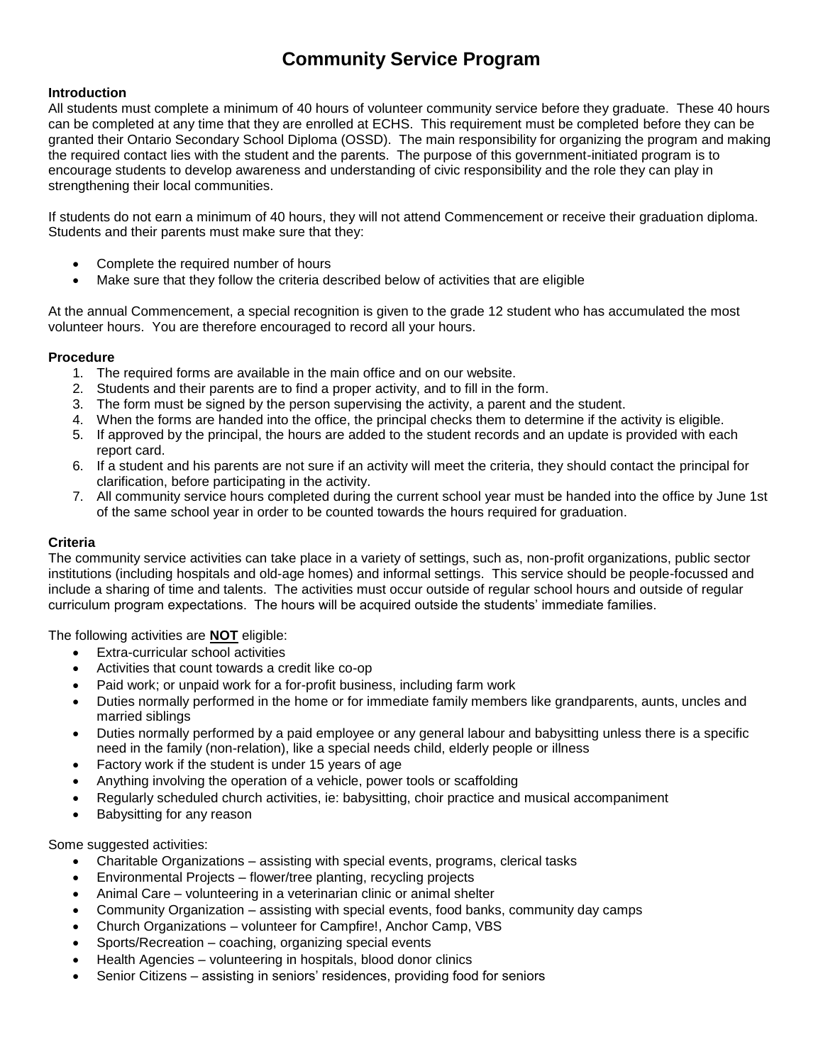# Community Service Program

### Introduction

All students must complete a minimum of 40 hours of volunteer community service before they graduate. These 40 hours can be completed at any time that they are enrolled at ECHS. This requirement must be completed before they can be granted their Ontario Secondary School Diploma (OSSD). The main responsibility for organizing the program and making the required contact lies with the student and the parents. The purpose of this government-initiated program is to encourage students to develop awareness and understanding of civic responsibility and the role they can play in strengthening their local communities.

If students do not earn a minimum of 40 hours, they will not attend Commencement or receive their graduation diploma. Students and their parents must make sure that they:

- Complete the required number of hours
- Make sure that they follow the criteria described below of activities that are eligible

At the annual Commencement, a special recognition is given to the grade 12 student who has accumulated the most volunteer hours. You are therefore encouraged to record all your hours.

### Procedure

1. The required forms are available in the main office and on our website.
2. Students and their parents are to find a proper activity, and to fill in the form.
3. The form must be signed by the person supervising the activity, a parent and the student.
4. When the forms are handed into the office, the principal checks them to determine if the activity is eligible.
5. If approved by the principal, the hours are added to the student records and an update is provided with each report card.
6. If a student and his parents are not sure if an activity will meet the criteria, they should contact the principal for clarification, before participating in the activity.
7. All community service hours completed during the current school year must be handed into the office by June 1st of the same school year in order to be counted towards the hours required for graduation.

### Criteria

The community service activities can take place in a variety of settings, such as, non-profit organizations, public sector institutions (including hospitals and old-age homes) and informal settings. This service should be people-focussed and include a sharing of time and talents. The activities must occur outside of regular school hours and outside of regular curriculum program expectations. The hours will be acquired outside the students' immediate families.

The following activities are **NOT** eligible:

- Extra-curricular school activities
- Activities that count towards a credit like co-op
- Paid work; or unpaid work for a for-profit business, including farm work
- Duties normally performed in the home or for immediate family members like grandparents, aunts, uncles and married siblings
- Duties normally performed by a paid employee or any general labour and babysitting unless there is a specific need in the family (non-relation), like a special needs child, elderly people or illness
- Factory work if the student is under 15 years of age
- Anything involving the operation of a vehicle, power tools or scaffolding
- Regularly scheduled church activities, ie: babysitting, choir practice and musical accompaniment
- Babysitting for any reason

Some suggested activities:

- Charitable Organizations – assisting with special events, programs, clerical tasks
- Environmental Projects – flower/tree planting, recycling projects
- Animal Care – volunteering in a veterinarian clinic or animal shelter
- Community Organization – assisting with special events, food banks, community day camps
- Church Organizations – volunteer for Campfire!, Anchor Camp, VBS
- Sports/Recreation – coaching, organizing special events
- Health Agencies – volunteering in hospitals, blood donor clinics
- Senior Citizens – assisting in seniors' residences, providing food for seniors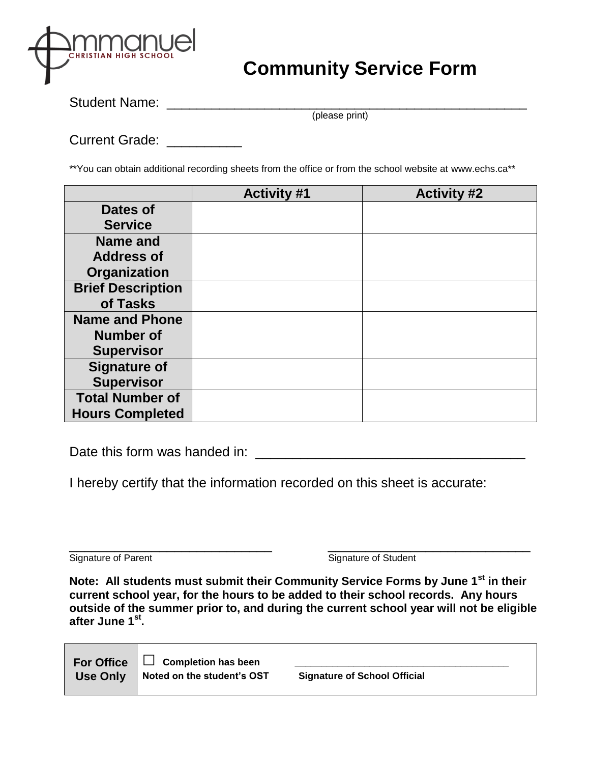Emmanuel CHRISTIAN HIGH SCHOOL

# Community Service Form

Student Name: ______________________________________________
(please print)

Current Grade: __________

**You can obtain additional recording sheets from the office or from the school website at www.echs.ca**

| | Activity #1 | Activity #2 |
|---|---|---|
| **Dates of Service** | | |
| **Name and Address of Organization** | | |
| **Brief Description of Tasks** | | |
| **Name and Phone Number of Supervisor** | | |
| **Signature of Supervisor** | | |
| **Total Number of Hours Completed** | | |

Date this form was handed in: ___________________________________

I hereby certify that the information recorded on this sheet is accurate:

_______________________________ Signature of Parent

_______________________________ Signature of Student

**Note: All students must submit their Community Service Forms by June 1st in their current school year, for the hours to be added to their school records. Any hours outside of the summer prior to, and during the current school year will not be eligible after June 1st.**

| | | |
|---|---|---|
| **For Office Use Only** | ☐ **Completion has been Noted on the student's OST** | _______________________ **Signature of School Official** |